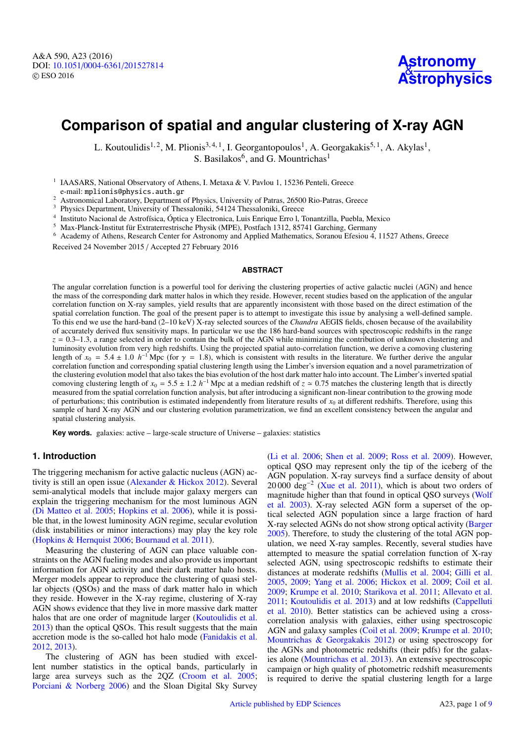# Comparison of spatial and angular clustering of X-ray AGN

L. Koutoulidis[1,2], M. Plionis[3,4,1], I. Georgantopoulos[1], A. Georgakakis[5,1], A. Akylas[1], S. Basilakos[6], and G. Mountrichas[1]

[1] IAASARS, National Observatory of Athens, I. Metaxa & V. Pavlou 1, 15236 Penteli, Greece
e-mail: mplionis@physics.auth.gr

[2] Astronomical Laboratory, Department of Physics, University of Patras, 26500 Rio-Patras, Greece

[3] Physics Department, University of Thessaloniki, 54124 Thessaloniki, Greece

[4] Instituto Nacional de Astrofísica, Óptica y Electronica, Luis Enrique Erro l, Tonantzilla, Puebla, Mexico

[5] Max-Planck-Institut für Extraterrestrische Physik (MPE), Postfach 1312, 85741 Garching, Germany

[6] Academy of Athens, Research Center for Astronomy and Applied Mathematics, Soranou Efesiou 4, 11527 Athens, Greece

Received 24 November 2015 / Accepted 27 February 2016

## ABSTRACT

The angular correlation function is a powerful tool for deriving the clustering properties of active galactic nuclei (AGN) and hence the mass of the corresponding dark matter halos in which they reside. However, recent studies based on the application of the angular correlation function on X-ray samples, yield results that are apparently inconsistent with those based on the direct estimation of the spatial correlation function. The goal of the present paper is to attempt to investigate this issue by analysing a well-defined sample. To this end we use the hard-band (2–10 keV) X-ray selected sources of the *Chandra* AEGIS fields, chosen because of the availability of accurately derived flux sensitivity maps. In particular we use the 186 hard-band sources with spectroscopic redshifts in the range $z = 0.3$–$1.3$, a range selected in order to contain the bulk of the AGN while minimizing the contribution of unknown clustering and luminosity evolution from very high redshifts. Using the projected spatial auto-correlation function, we derive a comoving clustering length of $x_0 = 5.4 \pm 1.0\ h^{-1}$ Mpc (for $\gamma = 1.8$), which is consistent with results in the literature. We further derive the angular correlation function and corresponding spatial clustering length using the Limber's inversion equation and a novel parametrization of the clustering evolution model that also takes the bias evolution of the host dark matter halo into account. The Limber's inverted spatial comoving clustering length of $x_0 = 5.5 \pm 1.2\ h^{-1}$ Mpc at a median redshift of $z \simeq 0.75$ matches the clustering length that is directly measured from the spatial correlation function analysis, but after introducing a significant non-linear contribution to the growing mode of perturbations; this contribution is estimated independently from literature results of $x_0$ at different redshifts. Therefore, using this sample of hard X-ray AGN and our clustering evolution parametrization, we find an excellent consistency between the angular and spatial clustering analysis.

**Key words.** galaxies: active – large-scale structure of Universe – galaxies: statistics

## 1. Introduction

The triggering mechanism for active galactic nucleus (AGN) activity is still an open issue (Alexander & Hickox 2012). Several semi-analytical models that include major galaxy mergers can explain the triggering mechanism for the most luminous AGN (Di Matteo et al. 2005; Hopkins et al. 2006), while it is possible that, in the lowest luminosity AGN regime, secular evolution (disk instabilities or minor interactions) may play the key role (Hopkins & Hernquist 2006; Bournaud et al. 2011).

Measuring the clustering of AGN can place valuable constraints on the AGN fueling modes and also provide us important information for AGN activity and their dark matter halo hosts. Merger models appear to reproduce the clustering of quasi stellar objects (QSOs) and the mass of dark matter halo in which they reside. However in the X-ray regime, clustering of X-ray AGN shows evidence that they live in more massive dark matter halos that are one order of magnitude larger (Koutoulidis et al. 2013) than the optical QSOs. This result suggests that the main accretion mode is the so-called hot halo mode (Fanidakis et al. 2012, 2013).

The clustering of AGN has been studied with excellent number statistics in the optical bands, particularly in large area surveys such as the 2QZ (Croom et al. 2005; Porciani & Norberg 2006) and the Sloan Digital Sky Survey (Li et al. 2006; Shen et al. 2009; Ross et al. 2009). However, optical QSO may represent only the tip of the iceberg of the AGN population. X-ray surveys find a surface density of about 20 000 deg$^{-2}$ (Xue et al. 2011), which is about two orders of magnitude higher than that found in optical QSO surveys (Wolf et al. 2003). X-ray selected AGN form a superset of the optical selected AGN population since a large fraction of hard X-ray selected AGNs do not show strong optical activity (Barger 2005). Therefore, to study the clustering of the total AGN population, we need X-ray samples. Recently, several studies have attempted to measure the spatial correlation function of X-ray selected AGN, using spectroscopic redshifts to estimate their distances at moderate redshifts (Mullis et al. 2004; Gilli et al. 2005, 2009; Yang et al. 2006; Hickox et al. 2009; Coil et al. 2009; Krumpe et al. 2010; Starikova et al. 2011; Allevato et al. 2011; Koutoulidis et al. 2013) and at low redshifts (Cappelluti et al. 2010). Better statistics can be achieved using a cross-correlation analysis with galaxies, either using spectroscopic AGN and galaxy samples (Coil et al. 2009; Krumpe et al. 2010; Mountrichas & Georgakakis 2012) or using spectroscopy for the AGNs and photometric redshifts (their pdfs) for the galaxies alone (Mountrichas et al. 2013). An extensive spectroscopic campaign or high quality of photometric redshift measurements is required to derive the spatial clustering length for a large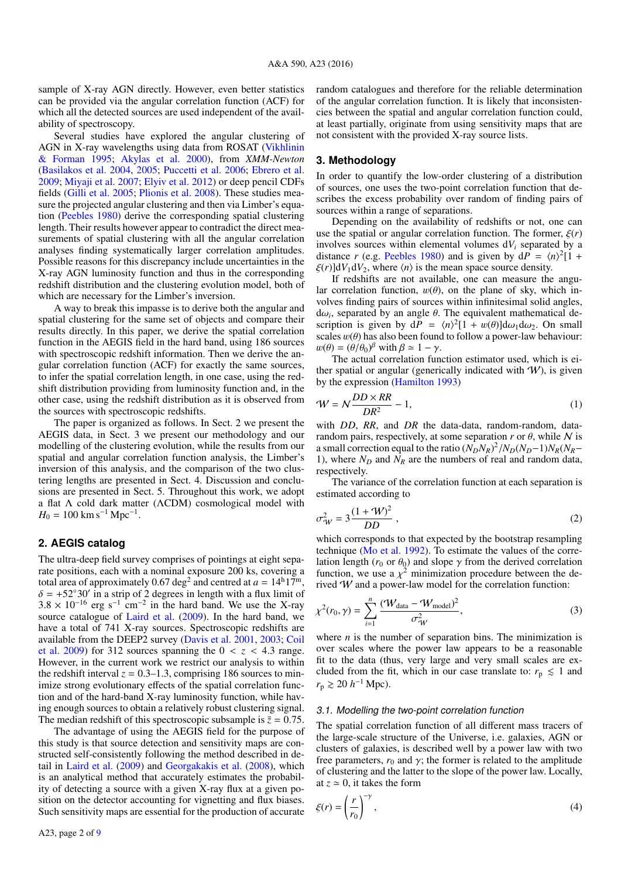sample of X-ray AGN directly. However, even better statistics can be provided via the angular correlation function (ACF) for which all the detected sources are used independent of the availability of spectroscopy.

Several studies have explored the angular clustering of AGN in X-ray wavelengths using data from ROSAT (Vikhlinin & Forman 1995; Akylas et al. 2000), from *XMM-Newton* (Basilakos et al. 2004, 2005; Puccetti et al. 2006; Ebrero et al. 2009; Miyaji et al. 2007; Elyiv et al. 2012) or deep pencil CDFs fields (Gilli et al. 2005; Plionis et al. 2008). These studies measure the projected angular clustering and then via Limber's equation (Peebles 1980) derive the corresponding spatial clustering length. Their results however appear to contradict the direct measurements of spatial clustering with all the angular correlation analyses finding systematically larger correlation amplitudes. Possible reasons for this discrepancy include uncertainties in the X-ray AGN luminosity function and thus in the corresponding redshift distribution and the clustering evolution model, both of which are necessary for the Limber's inversion.

A way to break this impasse is to derive both the angular and spatial clustering for the same set of objects and compare their results directly. In this paper, we derive the spatial correlation function in the AEGIS field in the hard band, using 186 sources with spectroscopic redshift information. Then we derive the angular correlation function (ACF) for exactly the same sources, to infer the spatial correlation length, in one case, using the redshift distribution providing from luminosity function and, in the other case, using the redshift distribution as it is observed from the sources with spectroscopic redshifts.

The paper is organized as follows. In Sect. 2 we present the AEGIS data, in Sect. 3 we present our methodology and our modelling of the clustering evolution, while the results from our spatial and angular correlation function analysis, the Limber's inversion of this analysis, and the comparison of the two clustering results are presented in Sect. 4. Discussion and conclusions are presented in Sect. 5. Throughout this work, we adopt a flat $\Lambda$ cold dark matter ($\Lambda$CDM) cosmological model with $H_0 = 100$ km s$^{-1}$ Mpc$^{-1}$.

## 2. AEGIS catalog

The ultra-deep field survey comprises of pointings at eight separate positions, each with a nominal exposure 200 ks, covering a total area of approximately 0.67 deg$^2$ and centred at $a = 14^{\rm h}17^{\rm m}$, $\delta = +52^\circ 30'$ in a strip of 2 degrees in length with a flux limit of $3.8 \times 10^{-16}$ erg s$^{-1}$ cm$^{-2}$ in the hard band. We use the X-ray source catalogue of Laird et al. (2009). In the hard band, we have a total of 741 X-ray sources. Spectroscopic redshifts are available from the DEEP2 survey (Davis et al. 2001, 2003; Coil et al. 2009) for 312 sources spanning the $0 < z < 4.3$ range. However, in the current work we restrict our analysis to within the redshift interval $z = 0.3$–$1.3$, comprising 186 sources to minimize strong evolutionary effects of the spatial correlation function and of the hard-band X-ray luminosity function, while having enough sources to obtain a relatively robust clustering signal. The median redshift of this spectroscopic subsample is $\bar{z} = 0.75$.

The advantage of using the AEGIS field for the purpose of this study is that source detection and sensitivity maps are constructed self-consistently following the method described in detail in Laird et al. (2009) and Georgakakis et al. (2008), which is an analytical method that accurately estimates the probability of detecting a source with a given X-ray flux at a given position on the detector accounting for vignetting and flux biases. Such sensitivity maps are essential for the production of accurate random catalogues and therefore for the reliable determination of the angular correlation function. It is likely that inconsistencies between the spatial and angular correlation function could, at least partially, originate from using sensitivity maps that are not consistent with the provided X-ray source lists.

## 3. Methodology

In order to quantify the low-order clustering of a distribution of sources, one uses the two-point correlation function that describes the excess probability over random of finding pairs of sources within a range of separations.

Depending on the availability of redshifts or not, one can use the spatial or angular correlation function. The former, $\xi(r)$ involves sources within elemental volumes $\mathrm{d}V_i$ separated by a distance $r$ (e.g. Peebles 1980) and is given by $\mathrm{d}P = \langle n \rangle^2 [1 + \xi(r)] \mathrm{d}V_1 \mathrm{d}V_2$, where $\langle n \rangle$ is the mean space source density.

If redshifts are not available, one can measure the angular correlation function, $w(\theta)$, on the plane of sky, which involves finding pairs of sources within infinitesimal solid angles, $\mathrm{d}\omega_i$, separated by an angle $\theta$. The equivalent mathematical description is given by $\mathrm{d}P = \langle n \rangle^2 [1 + w(\theta)] \mathrm{d}\omega_1 \mathrm{d}\omega_2$. On small scales $w(\theta)$ has also been found to follow a power-law behaviour: $w(\theta) = (\theta/\theta_0)^\beta$ with $\beta \simeq 1 - \gamma$.

The actual correlation function estimator used, which is either spatial or angular (generically indicated with $\mathcal{W}$), is given by the expression (Hamilton 1993)

$$\mathcal{W} = \mathcal{N} \frac{DD \times RR}{DR^2} - 1, \tag{1}$$

with $DD$, $RR$, and $DR$ the data-data, random-random, data-random pairs, respectively, at some separation $r$ or $\theta$, while $\mathcal{N}$ is a small correction equal to the ratio $(N_D N_R)^2 / N_D (N_D - 1) N_R (N_R - 1)$, where $N_D$ and $N_R$ are the numbers of real and random data, respectively.

The variance of the correlation function at each separation is estimated according to

$$\sigma^2_{\mathcal{W}} = 3 \frac{(1 + \mathcal{W})^2}{DD}, \tag{2}$$

which corresponds to that expected by the bootstrap resampling technique (Mo et al. 1992). To estimate the values of the correlation length ($r_0$ or $\theta_0$) and slope $\gamma$ from the derived correlation function, we use a $\chi^2$ minimization procedure between the derived $\mathcal{W}$ and a power-law model for the correlation function:

$$\chi^2(r_0, \gamma) = \sum_{i=1}^{n} \frac{(\mathcal{W}_{\rm data} - \mathcal{W}_{\rm model})^2}{\sigma^2_{\mathcal{W}}}, \tag{3}$$

where $n$ is the number of separation bins. The minimization is over scales where the power law appears to be a reasonable fit to the data (thus, very large and very small scales are excluded from the fit, which in our case translate to: $r_{\rm p} \lesssim 1$ and $r_{\rm p} \gtrsim 20$ $h^{-1}$ Mpc).

### 3.1. Modelling the two-point correlation function

The spatial correlation function of all different mass tracers of the large-scale structure of the Universe, i.e. galaxies, AGN or clusters of galaxies, is described well by a power law with two free parameters, $r_0$ and $\gamma$; the former is related to the amplitude of clustering and the latter to the slope of the power law. Locally, at $z \simeq 0$, it takes the form

$$\xi(r) = \left( \frac{r}{r_0} \right)^{-\gamma}, \tag{4}$$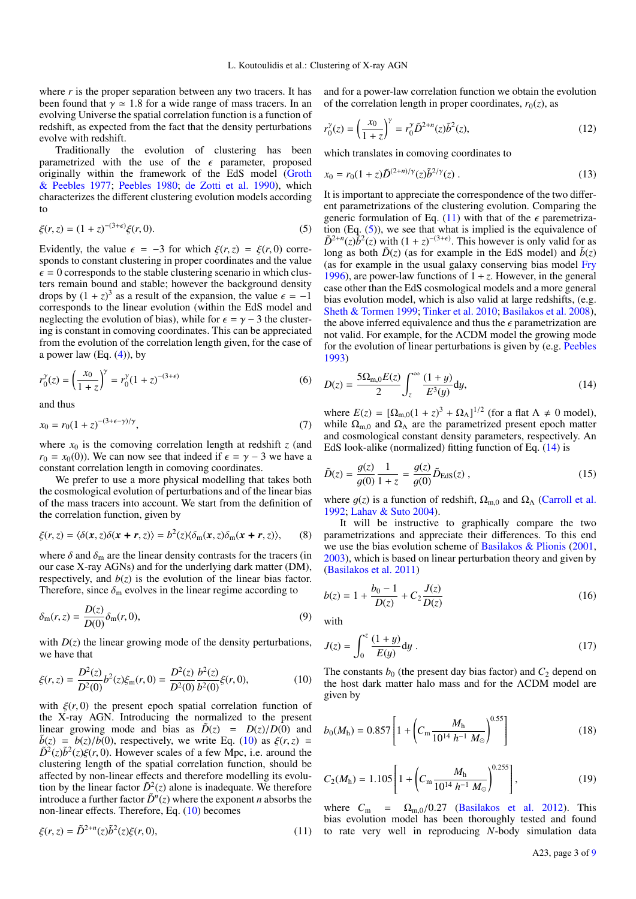where $r$ is the proper separation between any two tracers. It has been found that $\gamma \simeq 1.8$ for a wide range of mass tracers. In an evolving Universe the spatial correlation function is a function of redshift, as expected from the fact that the density perturbations evolve with redshift.

Traditionally the evolution of clustering has been parametrized with the use of the $\epsilon$ parameter, proposed originally within the framework of the EdS model (Groth & Peebles 1977; Peebles 1980; de Zotti et al. 1990), which characterizes the different clustering evolution models according to

$$\xi(r,z) = (1+z)^{-(3+\epsilon)}\xi(r,0). \tag{5}$$

Evidently, the value $\epsilon = -3$ for which $\xi(r,z) = \xi(r,0)$ corresponds to constant clustering in proper coordinates and the value $\epsilon = 0$ corresponds to the stable clustering scenario in which clusters remain bound and stable; however the background density drops by $(1+z)^3$ as a result of the expansion, the value $\epsilon = -1$ corresponds to the linear evolution (within the EdS model and neglecting the evolution of bias), while for $\epsilon = \gamma - 3$ the clustering is constant in comoving coordinates. This can be appreciated from the evolution of the correlation length given, for the case of a power law (Eq. (4)), by

$$r_0^\gamma(z) = \left(\frac{x_0}{1+z}\right)^\gamma = r_0^\gamma (1+z)^{-(3+\epsilon)} \tag{6}$$

and thus

$$x_0 = r_0(1+z)^{-(3+\epsilon-\gamma)/\gamma}, \tag{7}$$

where $x_0$ is the comoving correlation length at redshift $z$ (and $r_0 = x_0(0)$). We can now see that indeed if $\epsilon = \gamma - 3$ we have a constant correlation length in comoving coordinates.

We prefer to use a more physical modelling that takes both the cosmological evolution of perturbations and of the linear bias of the mass tracers into account. We start from the definition of the correlation function, given by

$$\xi(r,z) = \langle \delta(\boldsymbol{x},z)\delta(\boldsymbol{x}+\boldsymbol{r},z)\rangle = b^2(z)\langle \delta_\mathrm{m}(\boldsymbol{x},z)\delta_\mathrm{m}(\boldsymbol{x}+\boldsymbol{r},z)\rangle, \tag{8}$$

where $\delta$ and $\delta_\mathrm{m}$ are the linear density contrasts for the tracers (in our case X-ray AGNs) and for the underlying dark matter (DM), respectively, and $b(z)$ is the evolution of the linear bias factor. Therefore, since $\delta_\mathrm{m}$ evolves in the linear regime according to

$$\delta_\mathrm{m}(r,z) = \frac{D(z)}{D(0)}\delta_\mathrm{m}(r,0), \tag{9}$$

with $D(z)$ the linear growing mode of the density perturbations, we have that

$$\xi(r,z) = \frac{D^2(z)}{D^2(0)} b^2(z)\xi_\mathrm{m}(r,0) = \frac{D^2(z)}{D^2(0)}\frac{b^2(z)}{b^2(0)}\xi(r,0), \tag{10}$$

with $\xi(r,0)$ the present epoch spatial correlation function of the X-ray AGN. Introducing the normalized to the present linear growing mode and bias as $\tilde{D}(z) = D(z)/D(0)$ and $\tilde{b}(z) = b(z)/b(0)$, respectively, we write Eq. (10) as $\xi(r,z) = \tilde{D}^2(z)\tilde{b}^2(z)\xi(r,0)$. However scales of a few Mpc, i.e. around the clustering length of the spatial correlation function, should be affected by non-linear effects and therefore modelling its evolution by the linear factor $\tilde{D}^2(z)$ alone is inadequate. We therefore introduce a further factor $\tilde{D}^n(z)$ where the exponent $n$ absorbs the non-linear effects. Therefore, Eq. (10) becomes

$$\xi(r,z) = \tilde{D}^{2+n}(z)\tilde{b}^2(z)\xi(r,0), \tag{11}$$

and for a power-law correlation function we obtain the evolution of the correlation length in proper coordinates, $r_0(z)$, as

$$r_0^\gamma(z) = \left(\frac{x_0}{1+z}\right)^\gamma = r_0^\gamma \tilde{D}^{2+n}(z)\tilde{b}^2(z), \tag{12}$$

which translates in comoving coordinates to

$$x_0 = r_0(1+z)\tilde{D}^{(2+n)/\gamma}(z)\tilde{b}^{2/\gamma}(z)\;. \tag{13}$$

It is important to appreciate the correspondence of the two different parametrizations of the clustering evolution. Comparing the generic formulation of Eq. (11) with that of the $\epsilon$ paremetrization (Eq. (5)), we see that what is implied is the equivalence of $\tilde{D}^{2+n}(z)\tilde{b}^2(z)$ with $(1+z)^{-(3+\epsilon)}$. This however is only valid for as long as both $\tilde{D}(z)$ (as for example in the EdS model) and $\tilde{b}(z)$ (as for example in the usual galaxy conserving bias model Fry 1996), are power-law functions of $1+z$. However, in the general case other than the EdS cosmological models and a more general bias evolution model, which is also valid at large redshifts, (e.g. Sheth & Tormen 1999; Tinker et al. 2010; Basilakos et al. 2008), the above inferred equivalence and thus the $\epsilon$ parametrization are not valid. For example, for the ΛCDM model the growing mode for the evolution of linear perturbations is given by (e.g. Peebles 1993)

$$D(z) = \frac{5\Omega_{\mathrm{m},0}E(z)}{2}\int_z^\infty \frac{(1+y)}{E^3(y)}\mathrm{d}y, \tag{14}$$

where $E(z) = [\Omega_{\mathrm{m},0}(1+z)^3 + \Omega_\Lambda]^{1/2}$ (for a flat $\Lambda \neq 0$ model), while $\Omega_{\mathrm{m},0}$ and $\Omega_\Lambda$ are the parametrized present epoch matter and cosmological constant density parameters, respectively. An EdS look-alike (normalized) fitting function of Eq. (14) is

$$\tilde{D}(z) = \frac{g(z)}{g(0)}\frac{1}{1+z} = \frac{g(z)}{g(0)}\tilde{D}_\mathrm{EdS}(z)\;, \tag{15}$$

where $g(z)$ is a function of redshift, $\Omega_{\mathrm{m},0}$ and $\Omega_\Lambda$ (Carroll et al. 1992; Lahav & Suto 2004).

It will be instructive to graphically compare the two parametrizations and appreciate their differences. To this end we use the bias evolution scheme of Basilakos & Plionis (2001, 2003), which is based on linear perturbation theory and given by (Basilakos et al. 2011)

$$b(z) = 1 + \frac{b_0 - 1}{D(z)} + C_2\frac{J(z)}{D(z)} \tag{16}$$

with

$$J(z) = \int_0^z \frac{(1+y)}{E(y)}\mathrm{d}y\;. \tag{17}$$

The constants $b_0$ (the present day bias factor) and $C_2$ depend on the host dark matter halo mass and for the ΛCDM model are given by

$$b_0(M_\mathrm{h}) = 0.857\left[1 + \left(C_\mathrm{m}\frac{M_\mathrm{h}}{10^{14}\,h^{-1}\,M_\odot}\right)^{0.55}\right] \tag{18}$$

$$C_2(M_\mathrm{h}) = 1.105\left[1 + \left(C_\mathrm{m}\frac{M_\mathrm{h}}{10^{14}\,h^{-1}\,M_\odot}\right)^{0.255}\right], \tag{19}$$

where $C_\mathrm{m} = \Omega_{\mathrm{m},0}/0.27$ (Basilakos et al. 2012). This bias evolution model has been thoroughly tested and found to rate very well in reproducing $N$-body simulation data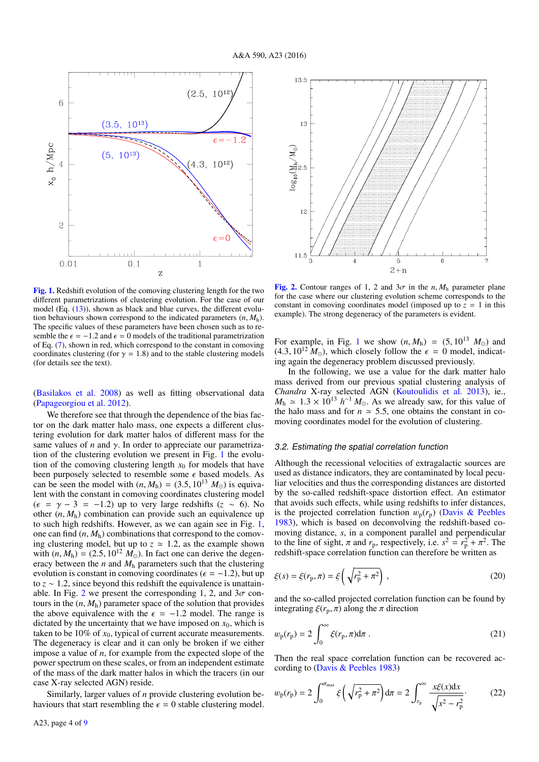**Fig. 1.** Redshift evolution of the comoving clustering length for the two different parametrizations of clustering evolution. For the case of our model (Eq. (13)), shown as black and blue curves, the different evolution behaviours shown correspond to the indicated parameters $(n, M_\mathrm{h})$. The specific values of these parameters have been chosen such as to resemble the $\epsilon = -1.2$ and $\epsilon = 0$ models of the traditional parametrization of Eq. (7), shown in red, which correspond to the constant in comoving coordinates clustering (for $\gamma = 1.8$) and to the stable clustering models (for details see the text).

**Fig. 2.** Contour ranges of 1, 2 and $3\sigma$ in the $n, M_\mathrm{h}$ parameter plane for the case where our clustering evolution scheme corresponds to the constant in comoving coordinates model (imposed up to $z = 1$ in this example). The strong degeneracy of the parameters is evident.

(Basilakos et al. 2008) as well as fitting observational data (Papageorgiou et al. 2012).

We therefore see that through the dependence of the bias factor on the dark matter halo mass, one expects a different clustering evolution for dark matter halos of different mass for the same values of $n$ and $\gamma$. In order to appreciate our parametrization of the clustering evolution we present in Fig. 1 the evolution of the comoving clustering length $x_0$ for models that have been purposely selected to resemble some $\epsilon$ based models. As can be seen the model with $(n, M_\mathrm{h}) = (3.5, 10^{13}\ M_\odot)$ is equivalent with the constant in comoving coordinates clustering model ($\epsilon = \gamma - 3 = -1.2$) up to very large redshifts ($z \sim 6$). No other $(n, M_\mathrm{h})$ combination can provide such an equivalence up to such high redshifts. However, as we can again see in Fig. 1, one can find $(n, M_\mathrm{h})$ combinations that correspond to the comoving clustering model, but up to $z \simeq 1.2$, as the example shown with $(n, M_\mathrm{h}) = (2.5, 10^{12}\ M_\odot)$. In fact one can derive the degeneracy between the $n$ and $M_\mathrm{h}$ parameters such that the clustering evolution is constant in comoving coordinates ($\epsilon = -1.2$), but up to $z \sim 1.2$, since beyond this redshift the equivalence is unattainable. In Fig. 2 we present the corresponding 1, 2, and $3\sigma$ contours in the $(n, M_\mathrm{h})$ parameter space of the solution that provides the above equivalence with the $\epsilon = -1.2$ model. The range is dictated by the uncertainty that we have imposed on $x_0$, which is taken to be 10% of $x_0$, typical of current accurate measurements. The degeneracy is clear and it can only be broken if we either impose a value of $n$, for example from the expected slope of the power spectrum on these scales, or from an independent estimate of the mass of the dark matter halos in which the tracers (in our case X-ray selected AGN) reside.

Similarly, larger values of $n$ provide clustering evolution behaviours that start resembling the $\epsilon = 0$ stable clustering model. For example, in Fig. 1 we show $(n, M_\mathrm{h}) = (5, 10^{13}\ M_\odot)$ and $(4.3, 10^{12}\ M_\odot)$, which closely follow the $\epsilon = 0$ model, indicating again the degeneracy problem discussed previously.

In the following, we use a value for the dark matter halo mass derived from our previous spatial clustering analysis of *Chandra* X-ray selected AGN (Koutoulidis et al. 2013), ie., $M_\mathrm{h} \simeq 1.3 \times 10^{13}\ h^{-1}\ M_\odot$. As we already saw, for this value of $M_\mathrm{h}$ and for $n \simeq 5.5$, one obtains the constant in comoving coordinates model for the evolution of clustering.

### 3.2. Estimating the spatial correlation function

Although the recessional velocities of extragalactic sources are used as distance indicators, they are contaminated by local peculiar velocities and thus the corresponding distances are distorted by the so-called redshift-space distortion effect. An estimator that avoids such effects, while using redshifts to infer distances, is the projected correlation function $w_\mathrm{p}(r_\mathrm{p})$ (Davis & Peebles 1983), which is based on deconvolving the redshift-based comoving distance, $s$, in a component parallel and perpendicular to the line of sight, $\pi$ and $r_\mathrm{p}$, respectively, i.e. $s^2 = r_\mathrm{p}^2 + \pi^2$. The redshift-space correlation function can therefore be written as

$$\xi(s) = \xi(r_\mathrm{p}, \pi) = \xi\left(\sqrt{r_\mathrm{p}^2 + \pi^2}\right), \tag{20}$$

and the so-called projected correlation function can be found by integrating $\xi(r_\mathrm{p}, \pi)$ along the $\pi$ direction

$$w_\mathrm{p}(r_\mathrm{p}) = 2\int_0^\infty \xi(r_\mathrm{p}, \pi)\mathrm{d}\pi\ . \tag{21}$$

Then the real space correlation function can be recovered according to (Davis & Peebles 1983)

$$w_\mathrm{p}(r_\mathrm{p}) = 2\int_0^{\pi_\mathrm{max}} \xi\left(\sqrt{r_\mathrm{p}^2 + \pi^2}\right)\mathrm{d}\pi = 2\int_{r_\mathrm{p}}^\infty \frac{x\xi(x)\mathrm{d}x}{\sqrt{x^2 - r_\mathrm{p}^2}}\cdot \tag{22}$$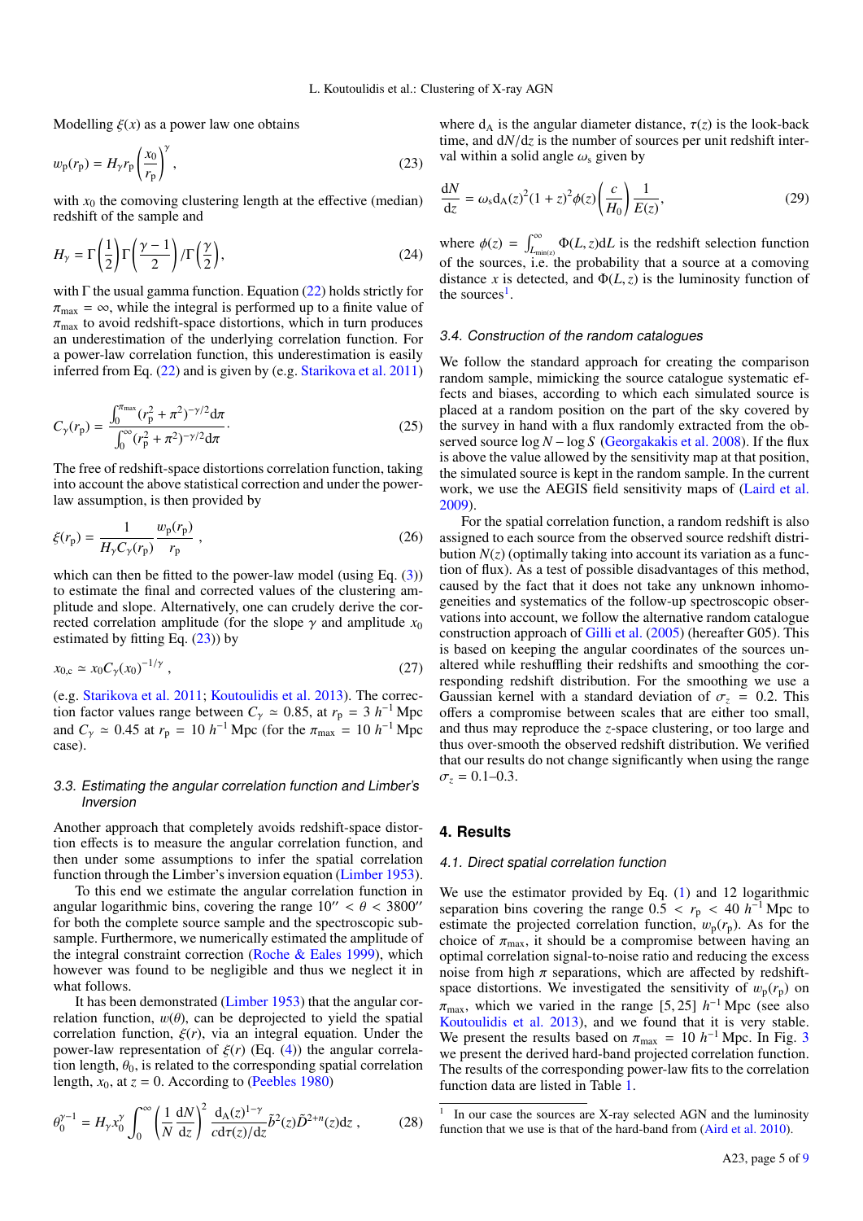Modelling $\xi(x)$ as a power law one obtains

$$w_{\rm p}(r_{\rm p}) = H_\gamma r_{\rm p} \left(\frac{x_0}{r_{\rm p}}\right)^\gamma, \tag{23}$$

with $x_0$ the comoving clustering length at the effective (median) redshift of the sample and

$$H_\gamma = \Gamma\left(\frac{1}{2}\right)\Gamma\left(\frac{\gamma-1}{2}\right)/\Gamma\left(\frac{\gamma}{2}\right), \tag{24}$$

with $\Gamma$ the usual gamma function. Equation (22) holds strictly for $\pi_{\rm max} = \infty$, while the integral is performed up to a finite value of $\pi_{\rm max}$ to avoid redshift-space distortions, which in turn produces an underestimation of the underlying correlation function. For a power-law correlation function, this underestimation is easily inferred from Eq. (22) and is given by (e.g. Starikova et al. 2011)

$$C_\gamma(r_{\rm p}) = \frac{\int_0^{\pi_{\rm max}} (r_{\rm p}^2 + \pi^2)^{-\gamma/2} {\rm d}\pi}{\int_0^\infty (r_{\rm p}^2 + \pi^2)^{-\gamma/2} {\rm d}\pi}. \tag{25}$$

The free of redshift-space distortions correlation function, taking into account the above statistical correction and under the power-law assumption, is then provided by

$$\xi(r_{\rm p}) = \frac{1}{H_\gamma C_\gamma(r_{\rm p})} \frac{w_{\rm p}(r_{\rm p})}{r_{\rm p}}, \tag{26}$$

which can then be fitted to the power-law model (using Eq. (3)) to estimate the final and corrected values of the clustering amplitude and slope. Alternatively, one can crudely derive the corrected correlation amplitude (for the slope $\gamma$ and amplitude $x_0$ estimated by fitting Eq. (23)) by

$$x_{0,{\rm c}} \simeq x_0 C_\gamma(x_0)^{-1/\gamma}, \tag{27}$$

(e.g. Starikova et al. 2011; Koutoulidis et al. 2013). The correction factor values range between $C_\gamma \simeq 0.85$, at $r_{\rm p} = 3\ h^{-1}$ Mpc and $C_\gamma \simeq 0.45$ at $r_{\rm p} = 10\ h^{-1}$ Mpc (for the $\pi_{\rm max} = 10\ h^{-1}$ Mpc case).

### 3.3. Estimating the angular correlation function and Limber's Inversion

Another approach that completely avoids redshift-space distortion effects is to measure the angular correlation function, and then under some assumptions to infer the spatial correlation function through the Limber's inversion equation (Limber 1953).

To this end we estimate the angular correlation function in angular logarithmic bins, covering the range $10'' < \theta < 3800''$ for both the complete source sample and the spectroscopic subsample. Furthermore, we numerically estimated the amplitude of the integral constraint correction (Roche & Eales 1999), which however was found to be negligible and thus we neglect it in what follows.

It has been demonstrated (Limber 1953) that the angular correlation function, $w(\theta)$, can be deprojected to yield the spatial correlation function, $\xi(r)$, via an integral equation. Under the power-law representation of $\xi(r)$ (Eq. (4)) the angular correlation length, $\theta_0$, is related to the corresponding spatial correlation length, $x_0$, at $z = 0$. According to (Peebles 1980)

$$\theta_0^{\gamma-1} = H_\gamma x_0^\gamma \int_0^\infty \left(\frac{1}{N}\frac{{\rm d}N}{{\rm d}z}\right)^2 \frac{{\rm d_A}(z)^{1-\gamma}}{c{\rm d}\tau(z)/{\rm d}z} \tilde{b}^2(z) \tilde{D}^{2+n}(z) {\rm d}z, \tag{28}$$

where ${\rm d_A}$ is the angular diameter distance, $\tau(z)$ is the look-back time, and ${\rm d}N/{\rm d}z$ is the number of sources per unit redshift interval within a solid angle $\omega_{\rm s}$ given by

$$\frac{{\rm d}N}{{\rm d}z} = \omega_{\rm s} {\rm d_A}(z)^2 (1+z)^2 \phi(z) \left(\frac{c}{H_0}\right) \frac{1}{E(z)}, \tag{29}$$

where $\phi(z) = \int_{L_{\rm min(z)}}^\infty \Phi(L,z){\rm d}L$ is the redshift selection function of the sources, i.e. the probability that a source at a comoving distance $x$ is detected, and $\Phi(L,z)$ is the luminosity function of the sources[1].

### 3.4. Construction of the random catalogues

We follow the standard approach for creating the comparison random sample, mimicking the source catalogue systematic effects and biases, according to which each simulated source is placed at a random position on the part of the sky covered by the survey in hand with a flux randomly extracted from the observed source $\log N - \log S$ (Georgakakis et al. 2008). If the flux is above the value allowed by the sensitivity map at that position, the simulated source is kept in the random sample. In the current work, we use the AEGIS field sensitivity maps of (Laird et al. 2009).

For the spatial correlation function, a random redshift is also assigned to each source from the observed source redshift distribution $N(z)$ (optimally taking into account its variation as a function of flux). As a test of possible disadvantages of this method, caused by the fact that it does not take any unknown inhomogeneities and systematics of the follow-up spectroscopic observations into account, we follow the alternative random catalogue construction approach of Gilli et al. (2005) (hereafter G05). This is based on keeping the angular coordinates of the sources unaltered while reshuffling their redshifts and smoothing the corresponding redshift distribution. For the smoothing we use a Gaussian kernel with a standard deviation of $\sigma_z = 0.2$. This offers a compromise between scales that are either too small, and thus may reproduce the $z$-space clustering, or too large and thus over-smooth the observed redshift distribution. We verified that our results do not change significantly when using the range $\sigma_z = 0.1$–$0.3$.

## 4. Results

### 4.1. Direct spatial correlation function

We use the estimator provided by Eq. (1) and 12 logarithmic separation bins covering the range $0.5 < r_{\rm p} < 40\ h^{-1}$ Mpc to estimate the projected correlation function, $w_{\rm p}(r_{\rm p})$. As for the choice of $\pi_{\rm max}$, it should be a compromise between having an optimal correlation signal-to-noise ratio and reducing the excess noise from high $\pi$ separations, which are affected by redshift-space distortions. We investigated the sensitivity of $w_{\rm p}(r_{\rm p})$ on $\pi_{\rm max}$, which we varied in the range $[5, 25]\ h^{-1}$ Mpc (see also Koutoulidis et al. 2013), and we found that it is very stable. We present the results based on $\pi_{\rm max} = 10\ h^{-1}$ Mpc. In Fig. 3 we present the derived hard-band projected correlation function. The results of the corresponding power-law fits to the correlation function data are listed in Table 1.

[1] In our case the sources are X-ray selected AGN and the luminosity function that we use is that of the hard-band from (Aird et al. 2010).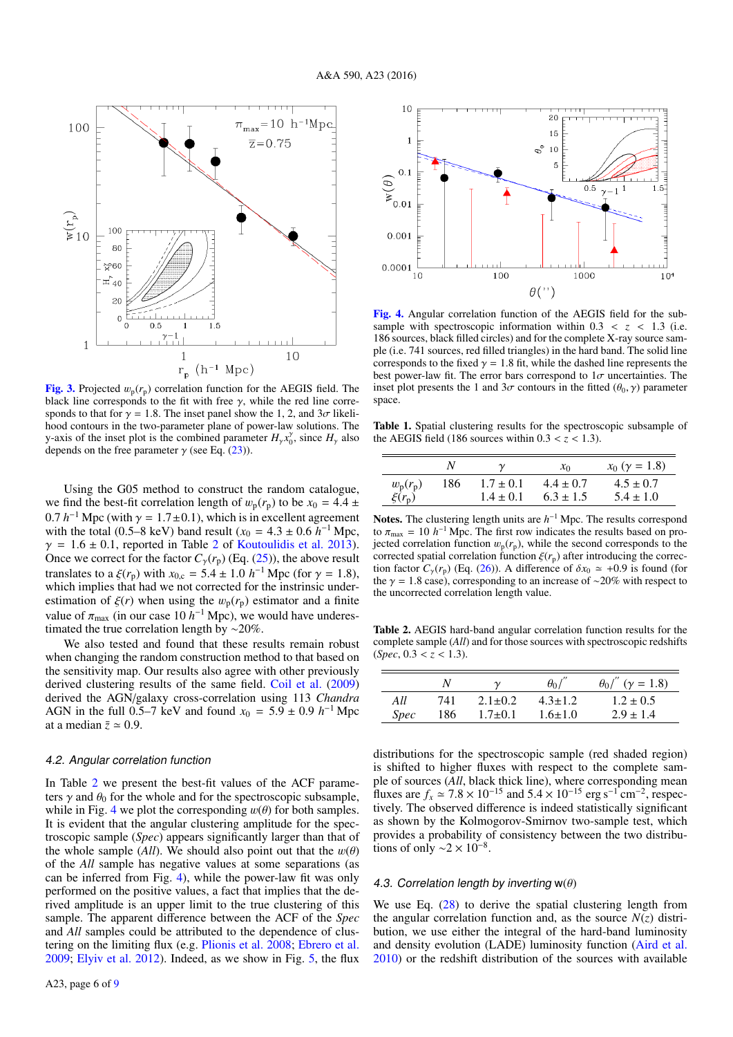Fig. 3. Projected $w_p(r_p)$ correlation function for the AEGIS field. The black line corresponds to the fit with free $\gamma$, while the red line corresponds to that for $\gamma = 1.8$. The inset panel show the 1, 2, and $3\sigma$ likelihood contours in the two-parameter plane of power-law solutions. The y-axis of the inset plot is the combined parameter $H_\gamma x_0^\gamma$, since $H_\gamma$ also depends on the free parameter $\gamma$ (see Eq. (23)).

Using the G05 method to construct the random catalogue, we find the best-fit correlation length of $w_p(r_p)$ to be $x_0 = 4.4 \pm 0.7\ h^{-1}$ Mpc (with $\gamma = 1.7 \pm 0.1$), which is in excellent agreement with the total (0.5–8 keV) band result ($x_0 = 4.3 \pm 0.6\ h^{-1}$ Mpc, $\gamma = 1.6 \pm 0.1$, reported in Table 2 of Koutoulidis et al. 2013). Once we correct for the factor $C_\gamma(r_p)$ (Eq. (25)), the above result translates to a $\xi(r_p)$ with $x_{0,c} = 5.4 \pm 1.0\ h^{-1}$ Mpc (for $\gamma = 1.8$), which implies that had we not corrected for the intrinsic underestimation of $\xi(r)$ when using the $w_p(r_p)$ estimator and a finite value of $\pi_{max}$ (in our case $10\ h^{-1}$ Mpc), we would have underestimated the true correlation length by ~20%.

We also tested and found that these results remain robust when changing the random construction method to that based on the sensitivity map. Our results also agree with other previously derived clustering results of the same field. Coil et al. (2009) derived the AGN/galaxy cross-correlation using 113 *Chandra* AGN in the full 0.5–7 keV and found $x_0 = 5.9 \pm 0.9\ h^{-1}$ Mpc at a median $\bar{z} \simeq 0.9$.

### 4.2. Angular correlation function

In Table 2 we present the best-fit values of the ACF parameters $\gamma$ and $\theta_0$ for the whole and for the spectroscopic subsample, while in Fig. 4 we plot the corresponding $w(\theta)$ for both samples. It is evident that the angular clustering amplitude for the spectroscopic sample (*Spec*) appears significantly larger than that of the whole sample (*All*). We should also point out that the $w(\theta)$ of the *All* sample has negative values at some separations (as can be inferred from Fig. 4), while the power-law fit was only performed on the positive values, a fact that implies that the derived amplitude is an upper limit to the true clustering of this sample. The apparent difference between the ACF of the *Spec* and *All* samples could be attributed to the dependence of clustering on the limiting flux (e.g. Plionis et al. 2008; Ebrero et al. 2009; Elyiv et al. 2012). Indeed, as we show in Fig. 5, the flux

Fig. 4. Angular correlation function of the AEGIS field for the subsample with spectroscopic information within $0.3 < z < 1.3$ (i.e. 186 sources, black filled circles) and for the complete X-ray source sample (i.e. 741 sources, red filled triangles) in the hard band. The solid line corresponds to the fixed $\gamma = 1.8$ fit, while the dashed line represents the best power-law fit. The error bars correspond to $1\sigma$ uncertainties. The inset plot presents the 1 and $3\sigma$ contours in the fitted $(\theta_0, \gamma)$ parameter space.

Table 1. Spatial clustering results for the spectroscopic subsample of the AEGIS field (186 sources within $0.3 < z < 1.3$).

| | $N$ | $\gamma$ | $x_0$ | $x_0$ ($\gamma = 1.8$) |
|---|---|---|---|---|
| $w_p(r_p)$ | 186 | $1.7 \pm 0.1$ | $4.4 \pm 0.7$ | $4.5 \pm 0.7$ |
| $\xi(r_p)$ | | $1.4 \pm 0.1$ | $6.3 \pm 1.5$ | $5.4 \pm 1.0$ |

**Notes.** The clustering length units are $h^{-1}$ Mpc. The results correspond to $\pi_{max} = 10\ h^{-1}$ Mpc. The first row indicates the results based on projected correlation function $w_p(r_p)$, while the second corresponds to the corrected spatial correlation function $\xi(r_p)$ after introducing the correction factor $C_\gamma(r_p)$ (Eq. (26)). A difference of $\delta x_0 \simeq +0.9$ is found (for the $\gamma = 1.8$ case), corresponding to an increase of ~20% with respect to the uncorrected correlation length value.

Table 2. AEGIS hard-band angular correlation function results for the complete sample (*All*) and for those sources with spectroscopic redshifts (*Spec*, $0.3 < z < 1.3$).

| | $N$ | $\gamma$ | $\theta_0/''$ | $\theta_0/''$ ($\gamma = 1.8$) |
|---|---|---|---|---|
| *All* | 741 | $2.1 \pm 0.2$ | $4.3 \pm 1.2$ | $1.2 \pm 0.5$ |
| *Spec* | 186 | $1.7 \pm 0.1$ | $1.6 \pm 1.0$ | $2.9 \pm 1.4$ |

distributions for the spectroscopic sample (red shaded region) is shifted to higher fluxes with respect to the complete sample of sources (*All*, black thick line), where corresponding mean fluxes are $f_x \simeq 7.8 \times 10^{-15}$ and $5.4 \times 10^{-15}$ erg s$^{-1}$ cm$^{-2}$, respectively. The observed difference is indeed statistically significant as shown by the Kolmogorov-Smirnov two-sample test, which provides a probability of consistency between the two distributions of only $\sim 2 \times 10^{-8}$.

### 4.3. Correlation length by inverting w($\theta$)

We use Eq. (28) to derive the spatial clustering length from the angular correlation function and, as the source $N(z)$ distribution, we use either the integral of the hard-band luminosity and density evolution (LADE) luminosity function (Aird et al. 2010) or the redshift distribution of the sources with available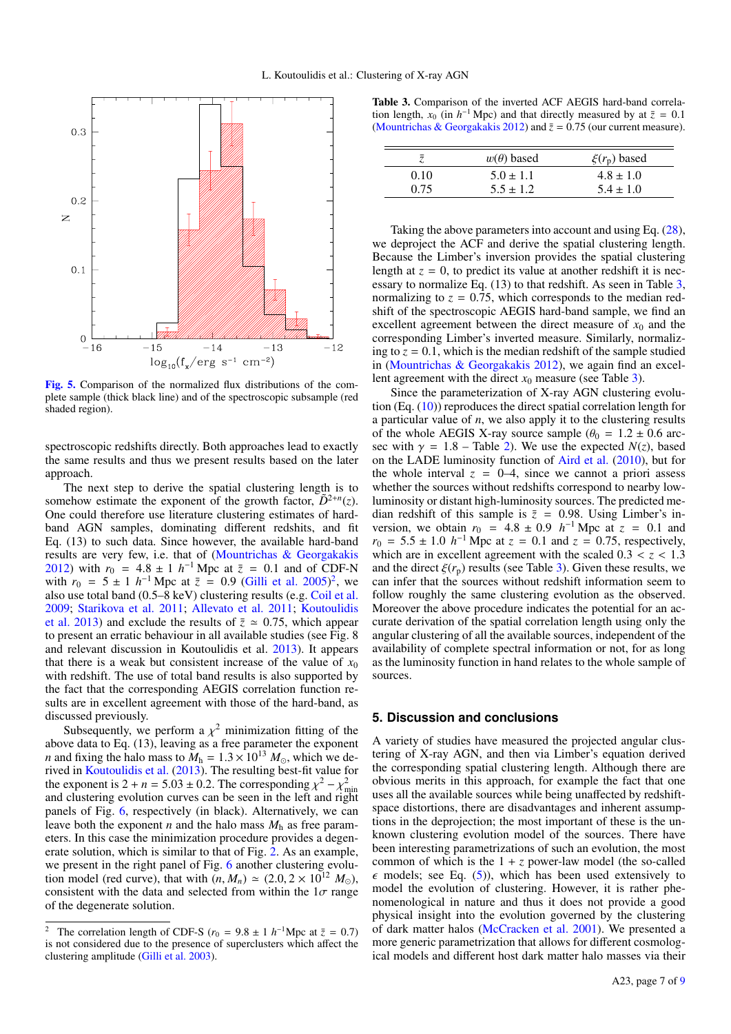Fig. 5. Comparison of the normalized flux distributions of the complete sample (thick black line) and of the spectroscopic subsample (red shaded region).

spectroscopic redshifts directly. Both approaches lead to exactly the same results and thus we present results based on the later approach.

The next step to derive the spatial clustering length is to somehow estimate the exponent of the growth factor, $\tilde{D}^{2+n}(z)$. One could therefore use literature clustering estimates of hard-band AGN samples, dominating different redshifts, and fit Eq. (13) to such data. Since however, the available hard-band results are very few, i.e. that of (Mountrichas & Georgakakis 2012) with $r_0 = 4.8 \pm 1$ $h^{-1}$ Mpc at $\bar{z} = 0.1$ and of CDF-N with $r_0 = 5 \pm 1$ $h^{-1}$ Mpc at $\bar{z} = 0.9$ (Gilli et al. 2005)[2], we also use total band (0.5–8 keV) clustering results (e.g. Coil et al. 2009; Starikova et al. 2011; Allevato et al. 2011; Koutoulidis et al. 2013) and exclude the results of $\bar{z} \simeq 0.75$, which appear to present an erratic behaviour in all available studies (see Fig. 8 and relevant discussion in Koutoulidis et al. 2013). It appears that there is a weak but consistent increase of the value of $x_0$ with redshift. The use of total band results is also supported by the fact that the corresponding AEGIS correlation function results are in excellent agreement with those of the hard-band, as discussed previously.

Subsequently, we perform a $\chi^2$ minimization fitting of the above data to Eq. (13), leaving as a free parameter the exponent $n$ and fixing the halo mass to $M_h = 1.3 \times 10^{13}$ $M_\odot$, which we derived in Koutoulidis et al. (2013). The resulting best-fit value for the exponent is $2 + n = 5.03 \pm 0.2$. The corresponding $\chi^2 - \chi^2_{\rm min}$ and clustering evolution curves can be seen in the left and right panels of Fig. 6, respectively (in black). Alternatively, we can leave both the exponent $n$ and the halo mass $M_h$ as free parameters. In this case the minimization procedure provides a degenerate solution, which is similar to that of Fig. 2. As an example, we present in the right panel of Fig. 6 another clustering evolution model (red curve), that with $(n, M_h) \simeq (2.0, 2 \times 10^{12}$ $M_\odot)$, consistent with the data and selected from within the $1\sigma$ range of the degenerate solution.

[2] The correlation length of CDF-S ($r_0 = 9.8 \pm 1$ $h^{-1}$Mpc at $\bar{z} = 0.7$) is not considered due to the presence of superclusters which affect the clustering amplitude (Gilli et al. 2003).

**Table 3.** Comparison of the inverted ACF AEGIS hard-band correlation length, $x_0$ (in $h^{-1}$ Mpc) and that directly measured by at $\bar{z} = 0.1$ (Mountrichas & Georgakakis 2012) and $\bar{z} = 0.75$ (our current measure).

| $\bar{z}$ | $w(\theta)$ based | $\xi(r_p)$ based |
|---|---|---|
| 0.10 | $5.0 \pm 1.1$ | $4.8 \pm 1.0$ |
| 0.75 | $5.5 \pm 1.2$ | $5.4 \pm 1.0$ |

Taking the above parameters into account and using Eq. (28), we deproject the ACF and derive the spatial clustering length. Because the Limber's inversion provides the spatial clustering length at $z = 0$, to predict its value at another redshift it is necessary to normalize Eq. (13) to that redshift. As seen in Table 3, normalizing to $z = 0.75$, which corresponds to the median redshift of the spectroscopic AEGIS hard-band sample, we find an excellent agreement between the direct measure of $x_0$ and the corresponding Limber's inverted measure. Similarly, normalizing to $z = 0.1$, which is the median redshift of the sample studied in (Mountrichas & Georgakakis 2012), we again find an excellent agreement with the direct $x_0$ measure (see Table 3).

Since the parametrization of X-ray AGN clustering evolution (Eq. (10)) reproduces the direct spatial correlation length for a particular value of $n$, we also apply it to the clustering results of the whole AEGIS X-ray source sample ($\theta_0 = 1.2 \pm 0.6$ arcsec with $\gamma = 1.8$ – Table 2). We use the expected $N(z)$, based on the LADE luminosity function of Aird et al. (2010), but for the whole interval $z = 0$–4, since we cannot a priori assess whether the sources without redshifts correspond to nearby low-luminosity or distant high-luminosity sources. The predicted median redshift of this sample is $\bar{z} = 0.98$. Using Limber's inversion, we obtain $r_0 = 4.8 \pm 0.9$ $h^{-1}$ Mpc at $z = 0.1$ and $r_0 = 5.5 \pm 1.0$ $h^{-1}$ Mpc at $z = 0.1$ and $z = 0.75$, respectively, which are in excellent agreement with the scaled $0.3 < z < 1.3$ and the direct $\xi(r_p)$ results (see Table 3). Given these results, we can infer that the sources without redshift information seem to follow roughly the same clustering evolution as the observed. Moreover the above procedure indicates the potential for an accurate derivation of the spatial correlation length using only the angular clustering of all the available sources, independent of the availability of complete spectral information or not, for as long as the luminosity function in hand relates to the whole sample of sources.

## 5. Discussion and conclusions

A variety of studies have measured the projected angular clustering of X-ray AGN, and then via Limber's equation derived the corresponding spatial clustering length. Although there are obvious merits in this approach, for example the fact that one uses all the available sources while being unaffected by redshift-space distortions, there are disadvantages and inherent assumptions in the deprojection; the most important of these is the unknown clustering evolution model of the sources. There have been interesting parametrizations of such an evolution, the most common of which is the $1 + z$ power-law model (the so-called $\epsilon$ models; see Eq. (5)), which has been used extensively to model the evolution of clustering. However, it is rather phenomenological in nature and thus it does not provide a good physical insight into the evolution governed by the clustering of dark matter halos (McCracken et al. 2001). We presented a more generic parametrization that allows for different cosmological models and different host dark matter halo masses via their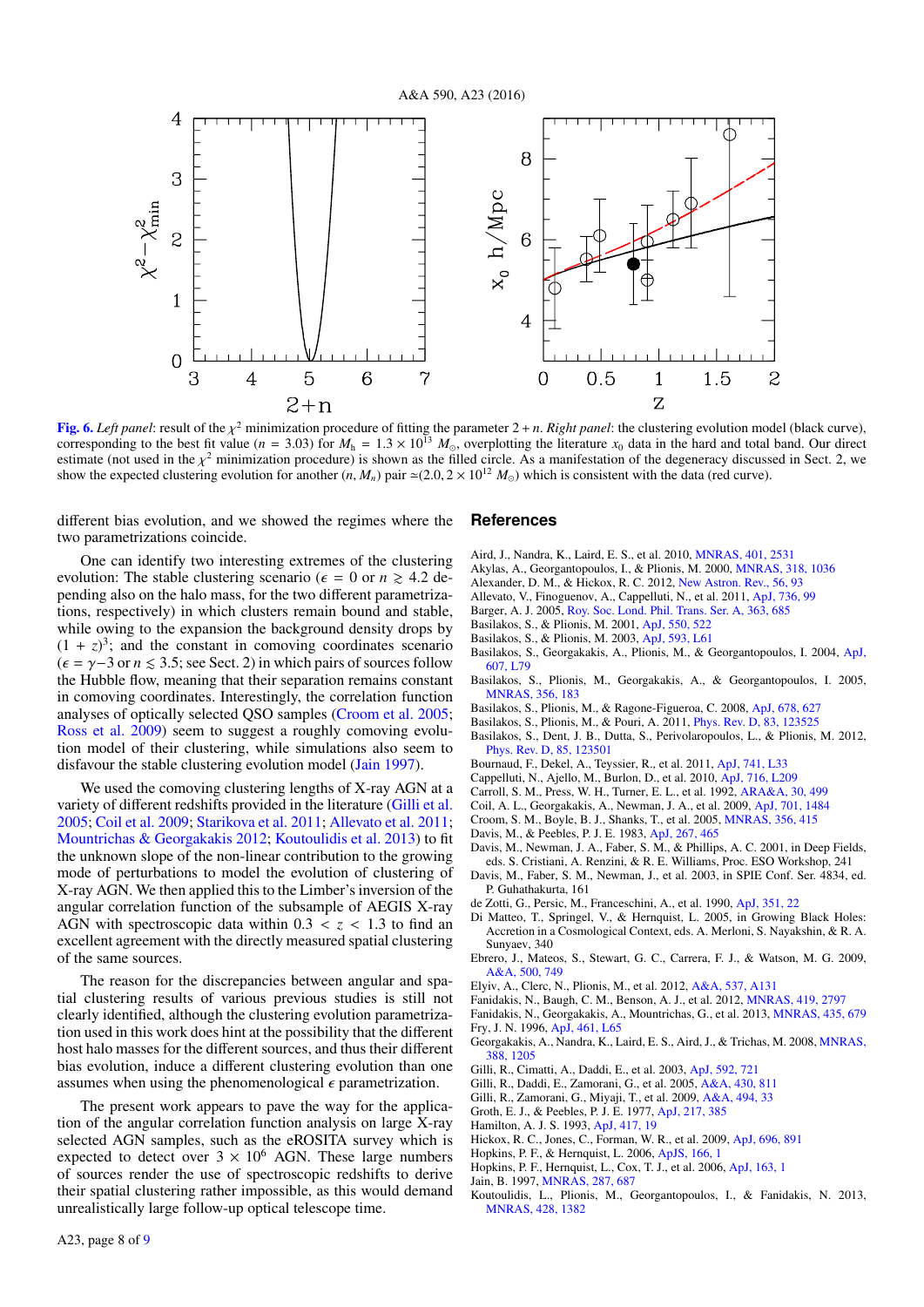Fig. 6. *Left panel*: result of the $\chi^2$ minimization procedure of fitting the parameter $2 + n$. *Right panel*: the clustering evolution model (black curve), corresponding to the best fit value ($n = 3.03$) for $M_h = 1.3 \times 10^{13}\ M_\odot$, overplotting the literature $x_0$ data in the hard and total band. Our direct estimate (not used in the $\chi^2$ minimization procedure) is shown as the filled circle. As a manifestation of the degeneracy discussed in Sect. 2, we show the expected clustering evolution for another $(n, M_n)$ pair $\simeq(2.0, 2 \times 10^{12}\ M_\odot)$ which is consistent with the data (red curve).

different bias evolution, and we showed the regimes where the two parametrizations coincide.

One can identify two interesting extremes of the clustering evolution: The stable clustering scenario ($\epsilon = 0$ or $n \gtrsim 4.2$ depending also on the halo mass, for the two different parametrizations, respectively) in which clusters remain bound and stable, while owing to the expansion the background density drops by $(1 + z)^3$; and the constant in comoving coordinates scenario ($\epsilon = \gamma - 3$ or $n \lesssim 3.5$; see Sect. 2) in which pairs of sources follow the Hubble flow, meaning that their separation remains constant in comoving coordinates. Interestingly, the correlation function analyses of optically selected QSO samples (Croom et al. 2005; Ross et al. 2009) seem to suggest a roughly comoving evolution model of their clustering, while simulations also seem to disfavour the stable clustering evolution model (Jain 1997).

We used the comoving clustering lengths of X-ray AGN at a variety of different redshifts provided in the literature (Gilli et al. 2005; Coil et al. 2009; Starikova et al. 2011; Allevato et al. 2011; Mountrichas & Georgakakis 2012; Koutoulidis et al. 2013) to fit the unknown slope of the non-linear contribution to the growing mode of perturbations to model the evolution of clustering of X-ray AGN. We then applied this to the Limber's inversion of the angular correlation function of the subsample of AEGIS X-ray AGN with spectroscopic data within $0.3 < z < 1.3$ to find an excellent agreement with the directly measured spatial clustering of the same sources.

The reason for the discrepancies between angular and spatial clustering results of various previous studies is still not clearly identified, although the clustering evolution parametrization used in this work does hint at the possibility that the different host halo masses for the different sources, and thus their different bias evolution, induce a different clustering evolution than one assumes when using the phenomenological $\epsilon$ parametrization.

The present work appears to pave the way for the application of the angular correlation function analysis on large X-ray selected AGN samples, such as the eROSITA survey which is expected to detect over $3 \times 10^6$ AGN. These large numbers of sources render the use of spectroscopic redshifts to derive their spatial clustering rather impossible, as this would demand unrealistically large follow-up optical telescope time.

## References

Aird, J., Nandra, K., Laird, E. S., et al. 2010, MNRAS, 401, 2531
Akylas, A., Georgantopoulos, I., & Plionis, M. 2000, MNRAS, 318, 1036
Alexander, D. M., & Hickox, R. C. 2012, New Astron. Rev., 56, 93
Allevato, V., Finoguenov, A., Cappelluti, N., et al. 2011, ApJ, 736, 99
Barger, A. J. 2005, Roy. Soc. Lond. Phil. Trans. Ser. A, 363, 685
Basilakos, S., & Plionis, M. 2001, ApJ, 550, 522
Basilakos, S., & Plionis, M. 2003, ApJ, 593, L61
Basilakos, S., Georgakakis, A., Plionis, M., & Georgantopoulos, I. 2004, ApJ, 607, L79
Basilakos, S., Plionis, M., Georgakakis, A., & Georgantopoulos, I. 2005, MNRAS, 356, 183
Basilakos, S., Plionis, M., & Ragone-Figueroa, C. 2008, ApJ, 678, 627
Basilakos, S., Plionis, M., & Pouri, A. 2011, Phys. Rev. D, 83, 123525
Basilakos, S., Dent, J. B., Dutta, S., Perivolaropoulos, L., & Plionis, M. 2012, Phys. Rev. D, 85, 123501
Bournaud, F., Dekel, A., Teyssier, R., et al. 2011, ApJ, 741, L33
Cappelluti, N., Ajello, M., Burlon, D., et al. 2010, ApJ, 716, L209
Carroll, S. M., Press, W. H., Turner, E. L., et al. 1992, ARA&A, 30, 499
Coil, A. L., Georgakakis, A., Newman, J. A., et al. 2009, ApJ, 701, 1484
Croom, S. M., Boyle, B. J., Shanks, T., et al. 2005, MNRAS, 356, 415
Davis, M., & Peebles, P. J. E. 1983, ApJ, 267, 465
Davis, M., Newman, J. A., Faber, S. M., & Phillips, A. C. 2001, in Deep Fields, eds. S. Cristiani, A. Renzini, & R. E. Williams, Proc. ESO Workshop, 241
Davis, M., Faber, S. M., Newman, J., et al. 2003, in SPIE Conf. Ser. 4834, ed. P. Guhathakurta, 161
de Zotti, G., Persic, M., Franceschini, A., et al. 1990, ApJ, 351, 22
Di Matteo, T., Springel, V., & Hernquist, L. 2005, in Growing Black Holes: Accretion in a Cosmological Context, eds. A. Merloni, S. Nayakshin, & R. A. Sunyaev, 340
Ebrero, J., Mateos, S., Stewart, G. C., Carrera, F. J., & Watson, M. G. 2009, A&A, 500, 749
Elyiv, A., Clerc, N., Plionis, M., et al. 2012, A&A, 537, A131
Fanidakis, N., Baugh, C. M., Benson, A. J., et al. 2012, MNRAS, 419, 2797
Fanidakis, N., Georgakakis, A., Mountrichas, G., et al. 2013, MNRAS, 435, 679
Fry, J. N. 1996, ApJ, 461, L65
Georgakakis, A., Nandra, K., Laird, E. S., Aird, J., & Trichas, M. 2008, MNRAS, 388, 1205
Gilli, R., Cimatti, A., Daddi, E., et al. 2003, ApJ, 592, 721
Gilli, R., Daddi, E., Zamorani, G., et al. 2005, A&A, 430, 811
Gilli, R., Zamorani, G., Miyaji, T., et al. 2009, A&A, 494, 33
Groth, E. J., & Peebles, P. J. E. 1977, ApJ, 217, 385
Hamilton, A. J. S. 1993, ApJ, 417, 19
Hickox, R. C., Jones, C., Forman, W. R., et al. 2009, ApJ, 696, 891
Hopkins, P. F., & Hernquist, L. 2006, ApJS, 166, 1
Hopkins, P. F., Hernquist, L., Cox, T. J., et al. 2006, ApJ, 163, 1
Jain, B. 1997, MNRAS, 287, 687
Koutoulidis, L., Plionis, M., Georgantopoulos, I., & Fanidakis, N. 2013, MNRAS, 428, 1382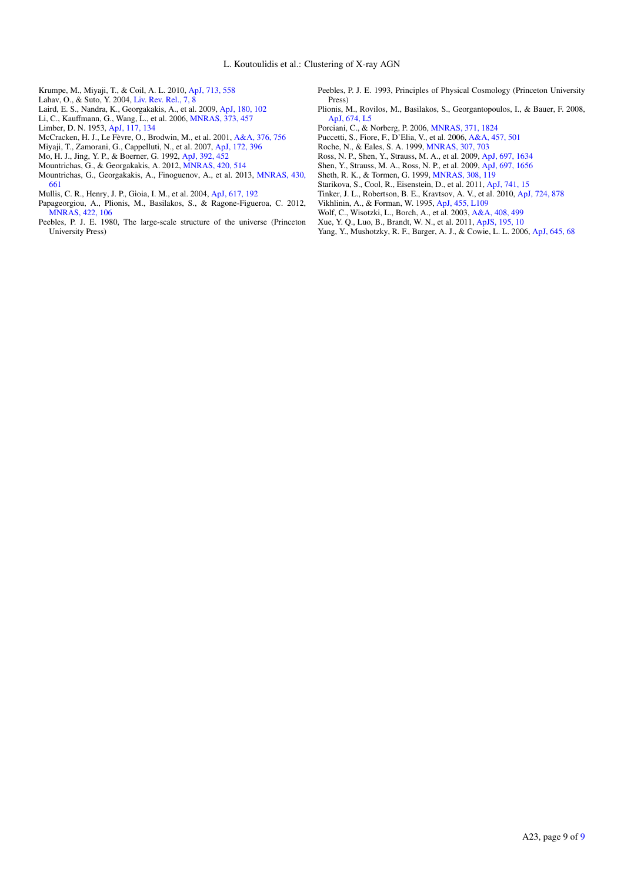Krumpe, M., Miyaji, T., & Coil, A. L. 2010, ApJ, 713, 558
Lahav, O., & Suto, Y. 2004, Liv. Rev. Rel., 7, 8
Laird, E. S., Nandra, K., Georgakakis, A., et al. 2009, ApJ, 180, 102
Li, C., Kauffmann, G., Wang, L., et al. 2006, MNRAS, 373, 457
Limber, D. N. 1953, ApJ, 117, 134
McCracken, H. J., Le Fèvre, O., Brodwin, M., et al. 2001, A&A, 376, 756
Miyaji, T., Zamorani, G., Cappelluti, N., et al. 2007, ApJ, 172, 396
Mo, H. J., Jing, Y. P., & Boerner, G. 1992, ApJ, 392, 452
Mountrichas, G., & Georgakakis, A. 2012, MNRAS, 420, 514
Mountrichas, G., Georgakakis, A., Finoguenov, A., et al. 2013, MNRAS, 430, 661
Mullis, C. R., Henry, J. P., Gioia, I. M., et al. 2004, ApJ, 617, 192
Papageorgiou, A., Plionis, M., Basilakos, S., & Ragone-Figueroa, C. 2012, MNRAS, 422, 106
Peebles, P. J. E. 1980, The large-scale structure of the universe (Princeton University Press)
Peebles, P. J. E. 1993, Principles of Physical Cosmology (Princeton University Press)
Plionis, M., Rovilos, M., Basilakos, S., Georgantopoulos, I., & Bauer, F. 2008, ApJ, 674, L5
Porciani, C., & Norberg, P. 2006, MNRAS, 371, 1824
Puccetti, S., Fiore, F., D'Elia, V., et al. 2006, A&A, 457, 501
Roche, N., & Eales, S. A. 1999, MNRAS, 307, 703
Ross, N. P., Shen, Y., Strauss, M. A., et al. 2009, ApJ, 697, 1634
Shen, Y., Strauss, M. A., Ross, N. P., et al. 2009, ApJ, 697, 1656
Sheth, R. K., & Tormen, G. 1999, MNRAS, 308, 119
Starikova, S., Cool, R., Eisenstein, D., et al. 2011, ApJ, 741, 15
Tinker, J. L., Robertson, B. E., Kravtsov, A. V., et al. 2010, ApJ, 724, 878
Vikhlinin, A., & Forman, W. 1995, ApJ, 455, L109
Wolf, C., Wisotzki, L., Borch, A., et al. 2003, A&A, 408, 499
Xue, Y. Q., Luo, B., Brandt, W. N., et al. 2011, ApJS, 195, 10
Yang, Y., Mushotzky, R. F., Barger, A. J., & Cowie, L. L. 2006, ApJ, 645, 68